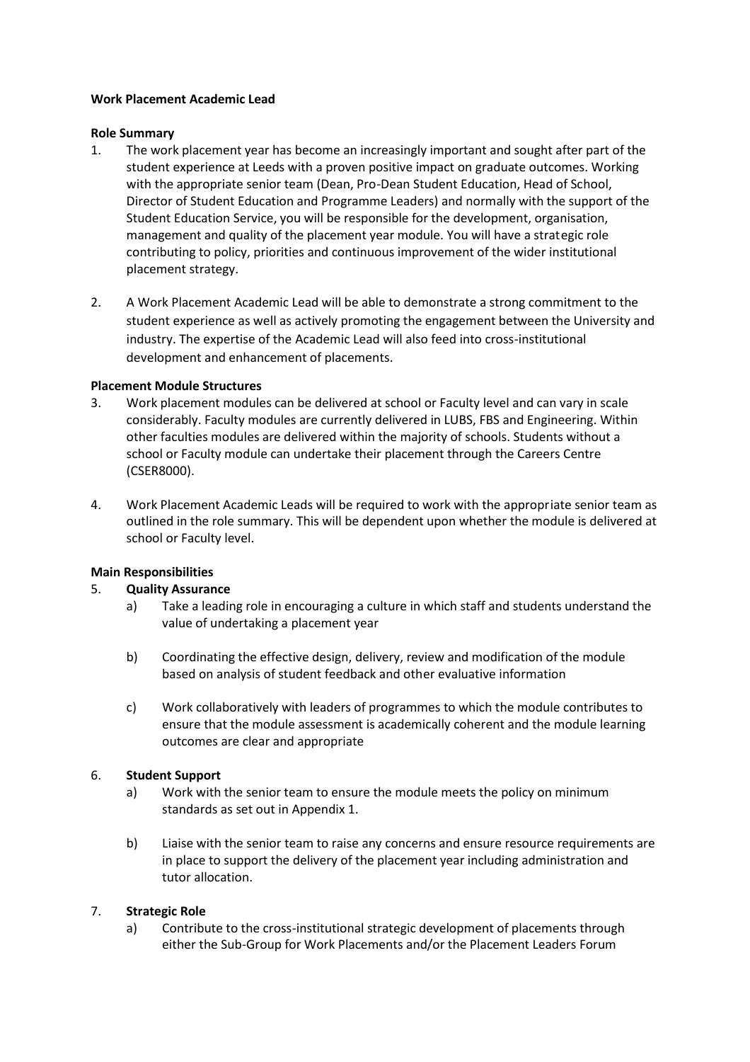**Work Placement Academic Lead**

**Role Summary**

1. The work placement year has become an increasingly important and sought after part of the student experience at Leeds with a proven positive impact on graduate outcomes. Working with the appropriate senior team (Dean, Pro-Dean Student Education, Head of School, Director of Student Education and Programme Leaders) and normally with the support of the Student Education Service, you will be responsible for the development, organisation, management and quality of the placement year module. You will have a strategic role contributing to policy, priorities and continuous improvement of the wider institutional placement strategy.

2. A Work Placement Academic Lead will be able to demonstrate a strong commitment to the student experience as well as actively promoting the engagement between the University and industry. The expertise of the Academic Lead will also feed into cross-institutional development and enhancement of placements.

**Placement Module Structures**

3. Work placement modules can be delivered at school or Faculty level and can vary in scale considerably. Faculty modules are currently delivered in LUBS, FBS and Engineering. Within other faculties modules are delivered within the majority of schools. Students without a school or Faculty module can undertake their placement through the Careers Centre (CSER8000).

4. Work Placement Academic Leads will be required to work with the appropriate senior team as outlined in the role summary. This will be dependent upon whether the module is delivered at school or Faculty level.

**Main Responsibilities**

5. **Quality Assurance**
   a) Take a leading role in encouraging a culture in which staff and students understand the value of undertaking a placement year

   b) Coordinating the effective design, delivery, review and modification of the module based on analysis of student feedback and other evaluative information

   c) Work collaboratively with leaders of programmes to which the module contributes to ensure that the module assessment is academically coherent and the module learning outcomes are clear and appropriate

6. **Student Support**
   a) Work with the senior team to ensure the module meets the policy on minimum standards as set out in Appendix 1.

   b) Liaise with the senior team to raise any concerns and ensure resource requirements are in place to support the delivery of the placement year including administration and tutor allocation.

7. **Strategic Role**
   a) Contribute to the cross-institutional strategic development of placements through either the Sub-Group for Work Placements and/or the Placement Leaders Forum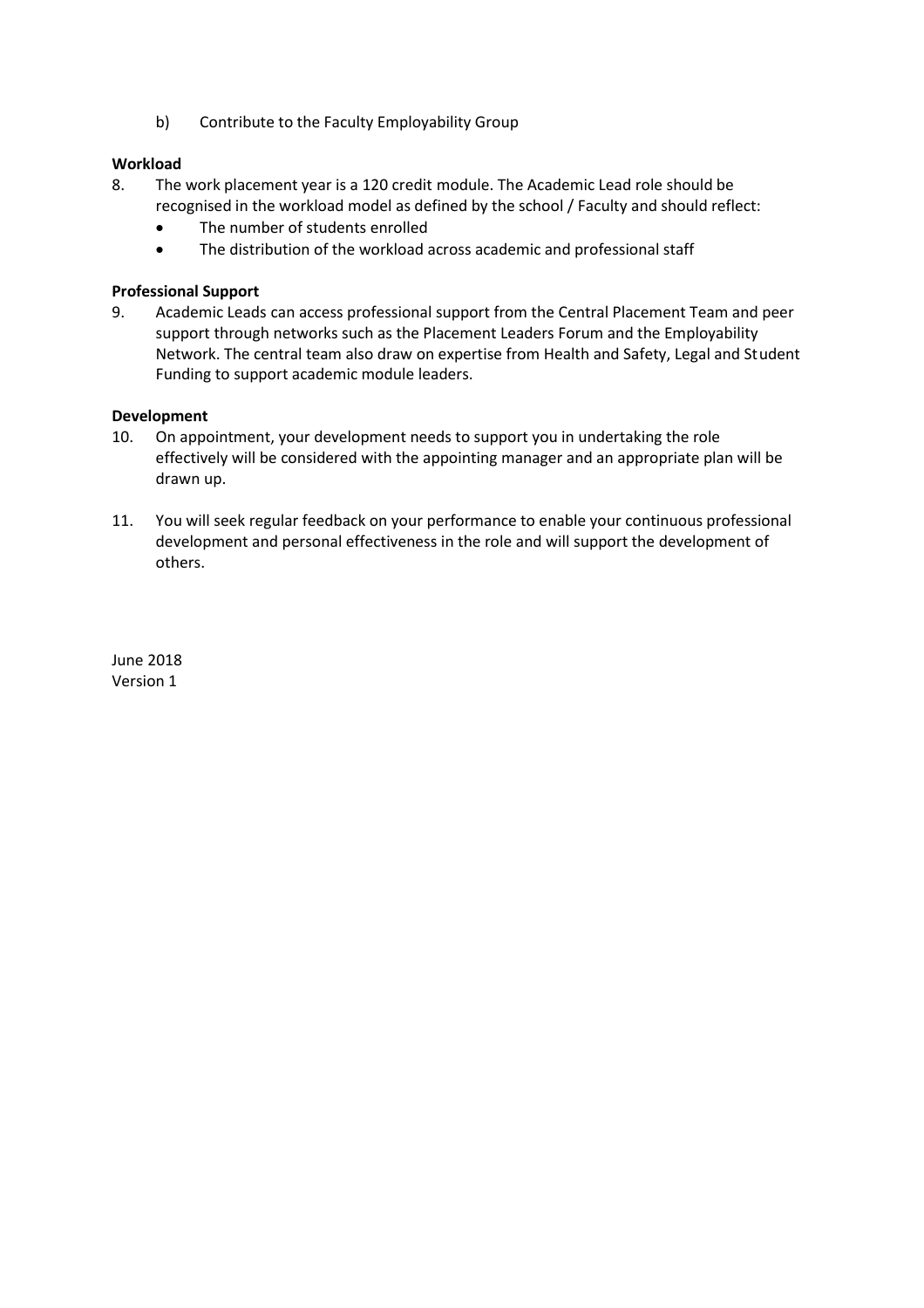b) Contribute to the Faculty Employability Group

**Workload**

8. The work placement year is a 120 credit module. The Academic Lead role should be recognised in the workload model as defined by the school / Faculty and should reflect:
   - The number of students enrolled
   - The distribution of the workload across academic and professional staff

**Professional Support**

9. Academic Leads can access professional support from the Central Placement Team and peer support through networks such as the Placement Leaders Forum and the Employability Network. The central team also draw on expertise from Health and Safety, Legal and Student Funding to support academic module leaders.

**Development**

10. On appointment, your development needs to support you in undertaking the role effectively will be considered with the appointing manager and an appropriate plan will be drawn up.

11. You will seek regular feedback on your performance to enable your continuous professional development and personal effectiveness in the role and will support the development of others.

June 2018
Version 1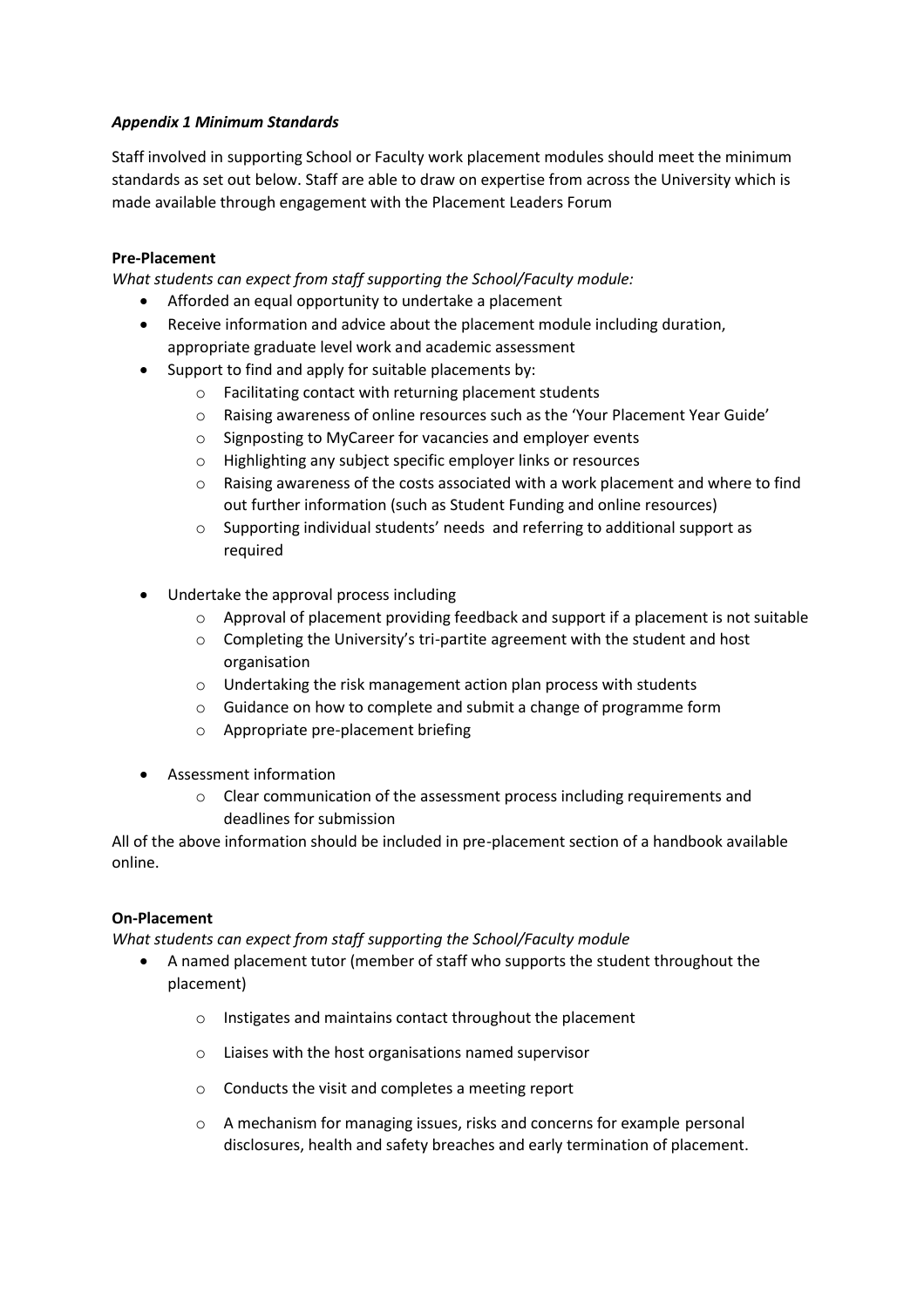### *Appendix 1 Minimum Standards*

Staff involved in supporting School or Faculty work placement modules should meet the minimum standards as set out below. Staff are able to draw on expertise from across the University which is made available through engagement with the Placement Leaders Forum

**Pre-Placement**

*What students can expect from staff supporting the School/Faculty module:*

- Afforded an equal opportunity to undertake a placement
- Receive information and advice about the placement module including duration, appropriate graduate level work and academic assessment
- Support to find and apply for suitable placements by:
  - Facilitating contact with returning placement students
  - Raising awareness of online resources such as the 'Your Placement Year Guide'
  - Signposting to MyCareer for vacancies and employer events
  - Highlighting any subject specific employer links or resources
  - Raising awareness of the costs associated with a work placement and where to find out further information (such as Student Funding and online resources)
  - Supporting individual students' needs and referring to additional support as required
- Undertake the approval process including
  - Approval of placement providing feedback and support if a placement is not suitable
  - Completing the University's tri-partite agreement with the student and host organisation
  - Undertaking the risk management action plan process with students
  - Guidance on how to complete and submit a change of programme form
  - Appropriate pre-placement briefing
- Assessment information
  - Clear communication of the assessment process including requirements and deadlines for submission

All of the above information should be included in pre-placement section of a handbook available online.

**On-Placement**

*What students can expect from staff supporting the School/Faculty module*

- A named placement tutor (member of staff who supports the student throughout the placement)
  - Instigates and maintains contact throughout the placement
  - Liaises with the host organisations named supervisor
  - Conducts the visit and completes a meeting report
  - A mechanism for managing issues, risks and concerns for example personal disclosures, health and safety breaches and early termination of placement.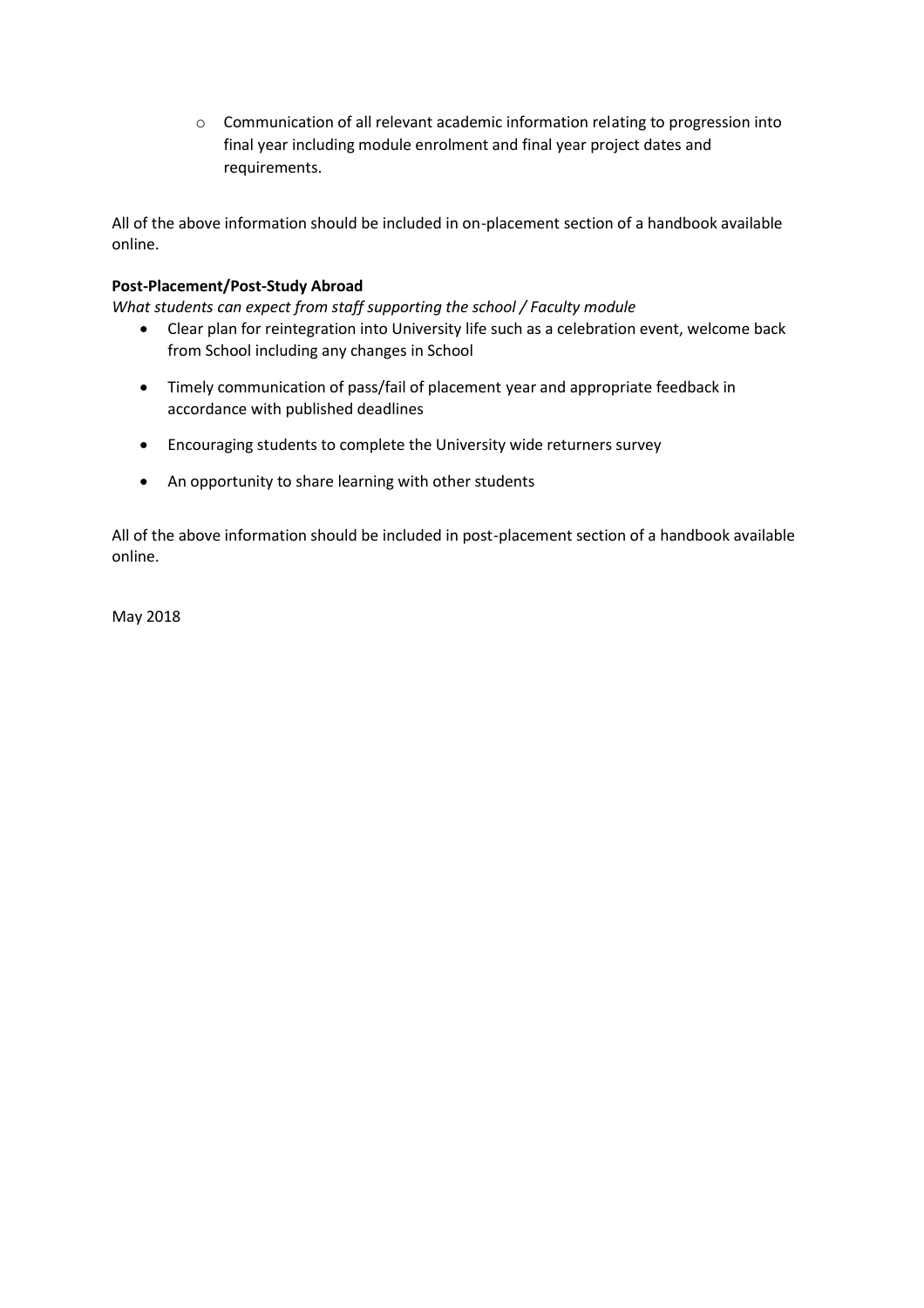- Communication of all relevant academic information relating to progression into final year including module enrolment and final year project dates and requirements.

All of the above information should be included in on-placement section of a handbook available online.

**Post-Placement/Post-Study Abroad**

*What students can expect from staff supporting the school / Faculty module*

- Clear plan for reintegration into University life such as a celebration event, welcome back from School including any changes in School
- Timely communication of pass/fail of placement year and appropriate feedback in accordance with published deadlines
- Encouraging students to complete the University wide returners survey
- An opportunity to share learning with other students

All of the above information should be included in post-placement section of a handbook available online.

May 2018